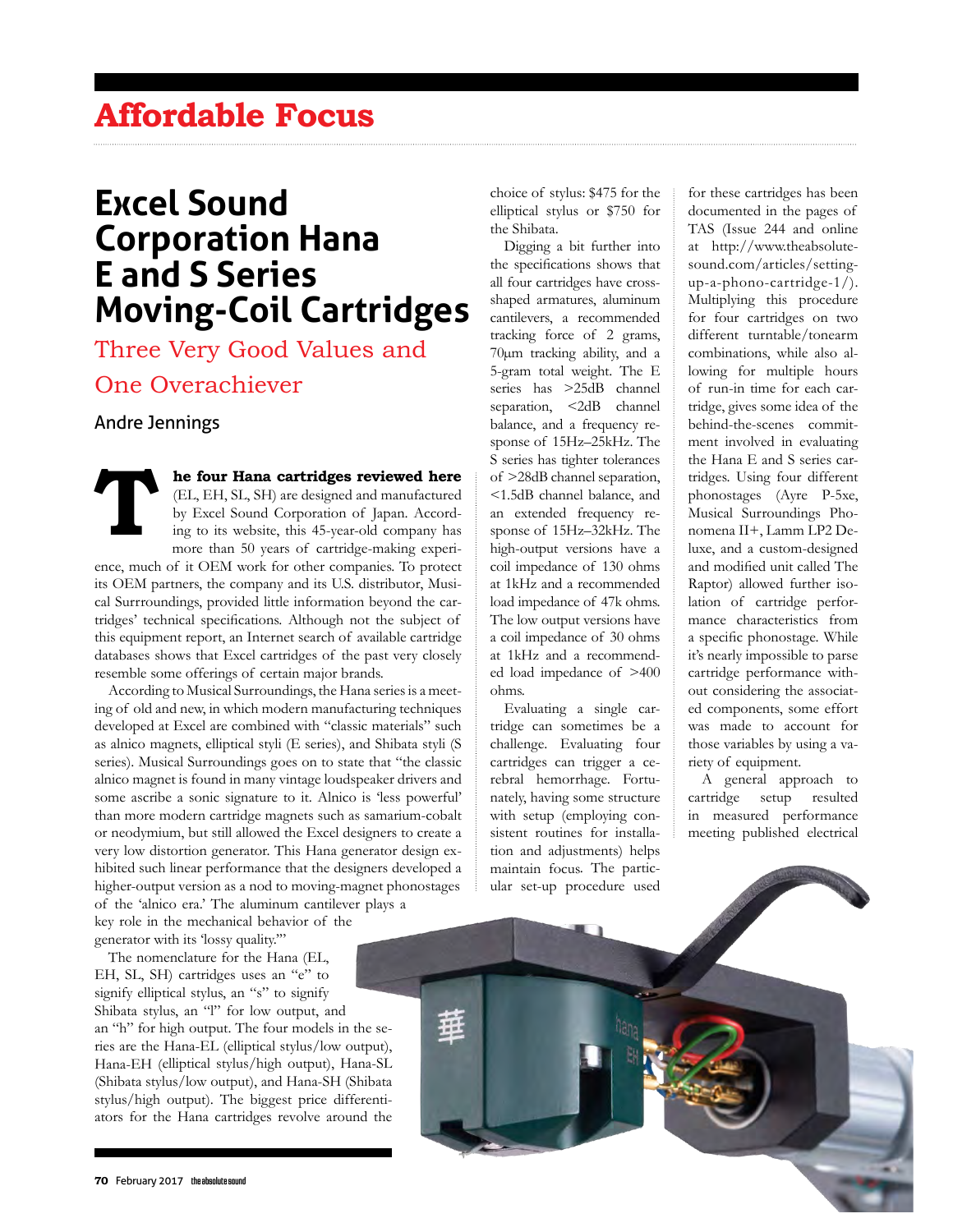Affordable Focus

# Excel Sound Corporation Hana E and S Series Moving-Coil Cartridges

## Three Very Good Values and One Overachiever

Andre Jennings

**The four Hana cartridges reviewed here** (EL, EH, SL, SH) are designed and manufactured by Excel Sound Corporation of Japan. According to its website, this 45-year-old company has more than 50 years of cartridge-making experience, much of it OEM work for other companies. To protect its OEM partners, the company and its U.S. distributor, Musical Surroundings, provided little information beyond the cartridges' technical specifications. Although not the subject of this equipment report, an Internet search of available cartridge databases shows that Excel cartridges of the past very closely resemble some offerings of certain major brands.

According to Musical Surroundings, the Hana series is a meeting of old and new, in which modern manufacturing techniques developed at Excel are combined with "classic materials" such as alnico magnets, elliptical styli (E series), and Shibata styli (S series). Musical Surroundings goes on to state that "the classic alnico magnet is found in many vintage loudspeaker drivers and some ascribe a sonic signature to it. Alnico is 'less powerful' than more modern cartridge magnets such as samarium-cobalt or neodymium, but still allowed the Excel designers to create a very low distortion generator. This Hana generator design exhibited such linear performance that the designers developed a higher-output version as a nod to moving-magnet phonostages of the 'alnico era.' The aluminum cantilever plays a key role in the mechanical behavior of the generator with its 'lossy quality.'"

The nomenclature for the Hana (EL, EH, SL, SH) cartridges uses an "e" to signify elliptical stylus, an "s" to signify Shibata stylus, an "l" for low output, and an "h" for high output. The four models in the series are the Hana-EL (elliptical stylus/low output), Hana-EH (elliptical stylus/high output), Hana-SL (Shibata stylus/low output), and Hana-SH (Shibata stylus/high output). The biggest price differentiators for the Hana cartridges revolve around the choice of stylus: $475 for the elliptical stylus or $750 for the Shibata.

Digging a bit further into the specifications shows that all four cartridges have cross-shaped armatures, aluminum cantilevers, a recommended tracking force of 2 grams, 70µm tracking ability, and a 5-gram total weight. The E series has >25dB channel separation, <2dB channel balance, and a frequency response of 15Hz–25kHz. The S series has tighter tolerances of >28dB channel separation, <1.5dB channel balance, and an extended frequency response of 15Hz–32kHz. The high-output versions have a coil impedance of 130 ohms at 1kHz and a recommended load impedance of 47k ohms. The low output versions have a coil impedance of 30 ohms at 1kHz and a recommended load impedance of >400 ohms.

Evaluating a single cartridge can sometimes be a challenge. Evaluating four cartridges can trigger a cerebral hemorrhage. Fortunately, having some structure with setup (employing consistent routines for installation and adjustments) helps maintain focus. The particular set-up procedure used for these cartridges has been documented in the pages of TAS (Issue 244 and online at http://www.theabsolutesound.com/articles/setting-up-a-phono-cartridge-1/). Multiplying this procedure for four cartridges on two different turntable/tonearm combinations, while also allowing for multiple hours of run-in time for each cartridge, gives some idea of the behind-the-scenes commitment involved in evaluating the Hana E and S series cartridges. Using four different phonostages (Ayre P-5xe, Musical Surroundings Phonomena II+, Lamm LP2 Deluxe, and a custom-designed and modified unit called The Raptor) allowed further isolation of cartridge performance characteristics from a specific phonostage. While it's nearly impossible to parse cartridge performance without considering the associated components, some effort was made to account for those variables by using a variety of equipment.

A general approach to cartridge setup resulted in measured performance meeting published electrical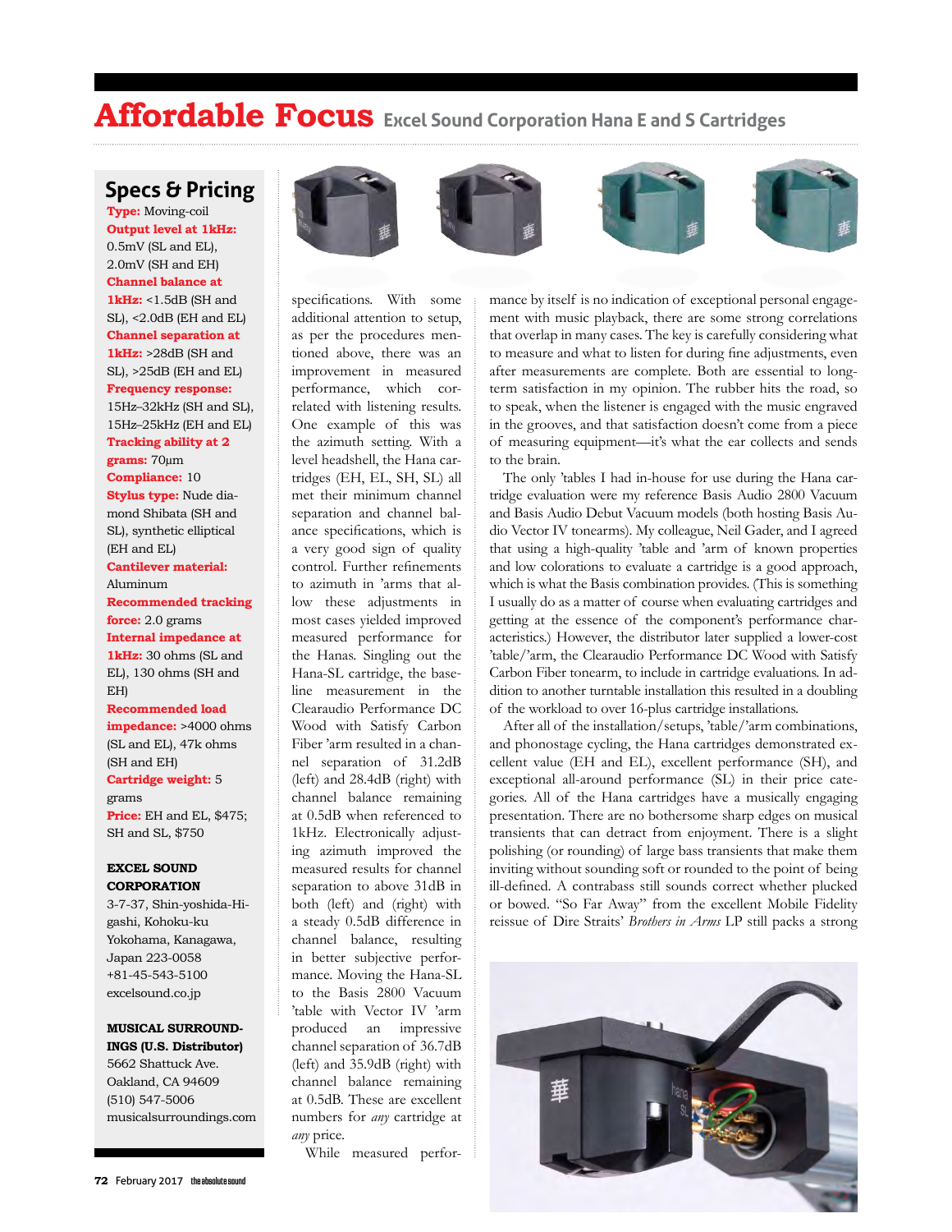# Affordable Focus Excel Sound Corporation Hana E and S Cartridges

## Specs & Pricing

**Type:** Moving-coil
**Output level at 1kHz:** 0.5mV (SL and EL), 2.0mV (SH and EH)
**Channel balance at 1kHz:** <1.5dB (SH and SL), <2.0dB (EH and EL)
**Channel separation at 1kHz:** >28dB (SH and SL), >25dB (EH and EL)
**Frequency response:** 15Hz–32kHz (SH and SL), 15Hz–25kHz (EH and EL)
**Tracking ability at 2 grams:** 70µm
**Compliance:** 10
**Stylus type:** Nude diamond Shibata (SH and SL), synthetic elliptical (EH and EL)
**Cantilever material:** Aluminum
**Recommended tracking force:** 2.0 grams
**Internal impedance at 1kHz:** 30 ohms (SL and EL), 130 ohms (SH and EH)
**Recommended load impedance:** >4000 ohms (SL and EL), 47k ohms (SH and EH)
**Cartridge weight:** 5 grams
**Price:** EH and EL, $475; SH and SL, $750

**EXCEL SOUND CORPORATION**
3-7-37, Shin-yoshida-Higashi, Kohoku-ku
Yokohama, Kanagawa, Japan 223-0058
+81-45-543-5100
excelsound.co.jp

**MUSICAL SURROUNDINGS (U.S. Distributor)**
5662 Shattuck Ave.
Oakland, CA 94609
(510) 547-5006
musicalsurroundings.com

specifications. With some additional attention to setup, as per the procedures mentioned above, there was an improvement in measured performance, which correlated with listening results. One example of this was the azimuth setting. With a level headshell, the Hana cartridges (EH, EL, SH, SL) all met their minimum channel separation and channel balance specifications, which is a very good sign of quality control. Further refinements to azimuth in 'arms that allow these adjustments in most cases yielded improved measured performance for the Hanas. Singling out the Hana-SL cartridge, the baseline measurement in the Clearaudio Performance DC Wood with Satisfy Carbon Fiber 'arm resulted in a channel separation of 31.2dB (left) and 28.4dB (right) with channel balance remaining at 0.5dB when referenced to 1kHz. Electronically adjusting azimuth improved the measured results for channel separation to above 31dB in both (left) and (right) with a steady 0.5dB difference in channel balance, resulting in better subjective performance. Moving the Hana-SL to the Basis 2800 Vacuum 'table with Vector IV 'arm produced an impressive channel separation of 36.7dB (left) and 35.9dB (right) with channel balance remaining at 0.5dB. These are excellent numbers for *any* cartridge at *any* price.

While measured performance by itself is no indication of exceptional personal engagement with music playback, there are some strong correlations that overlap in many cases. The key is carefully considering what to measure and what to listen for during fine adjustments, even after measurements are complete. Both are essential to long-term satisfaction in my opinion. The rubber hits the road, so to speak, when the listener is engaged with the music engraved in the grooves, and that satisfaction doesn't come from a piece of measuring equipment—it's what the ear collects and sends to the brain.

The only 'tables I had in-house for use during the Hana cartridge evaluation were my reference Basis Audio 2800 Vacuum and Basis Audio Debut Vacuum models (both hosting Basis Audio Vector IV tonearms). My colleague, Neil Gader, and I agreed that using a high-quality 'table and 'arm of known properties and low colorations to evaluate a cartridge is a good approach, which is what the Basis combination provides. (This is something I usually do as a matter of course when evaluating cartridges and getting at the essence of the component's performance characteristics.) However, the distributor later supplied a lower-cost 'table/'arm, the Clearaudio Performance DC Wood with Satisfy Carbon Fiber tonearm, to include in cartridge evaluations. In addition to another turntable installation this resulted in a doubling of the workload to over 16-plus cartridge installations.

After all of the installation/setups, 'table/'arm combinations, and phonostage cycling, the Hana cartridges demonstrated excellent value (EH and EL), excellent performance (SH), and exceptional all-around performance (SL) in their price categories. All of the Hana cartridges have a musically engaging presentation. There are no bothersome sharp edges on musical transients that can detract from enjoyment. There is a slight polishing (or rounding) of large bass transients that make them inviting without sounding soft or rounded to the point of being ill-defined. A contrabass still sounds correct whether plucked or bowed. "So Far Away" from the excellent Mobile Fidelity reissue of Dire Straits' *Brothers in Arms* LP still packs a strong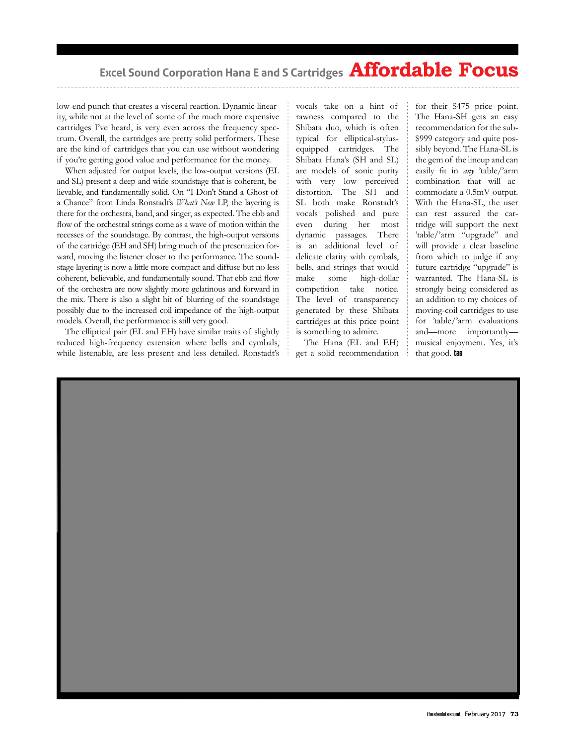low-end punch that creates a visceral reaction. Dynamic linearity, while not at the level of some of the much more expensive cartridges I've heard, is very even across the frequency spectrum. Overall, the cartridges are pretty solid performers. These are the kind of cartridges that you can use without wondering if you're getting good value and performance for the money.

When adjusted for output levels, the low-output versions (EL and SL) present a deep and wide soundstage that is coherent, believable, and fundamentally solid. On "I Don't Stand a Ghost of a Chance" from Linda Ronstadt's *What's New* LP, the layering is there for the orchestra, band, and singer, as expected. The ebb and flow of the orchestral strings come as a wave of motion within the recesses of the soundstage. By contrast, the high-output versions of the cartridge (EH and SH) bring much of the presentation forward, moving the listener closer to the performance. The soundstage layering is now a little more compact and diffuse but no less coherent, believable, and fundamentally sound. That ebb and flow of the orchestra are now slightly more gelatinous and forward in the mix. There is also a slight bit of blurring of the soundstage possibly due to the increased coil impedance of the high-output models. Overall, the performance is still very good.

The elliptical pair (EL and EH) have similar traits of slightly reduced high-frequency extension where bells and cymbals, while listenable, are less present and less detailed. Ronstadt's vocals take on a hint of rawness compared to the Shibata duo, which is often typical for elliptical-stylus-equipped cartridges. The Shibata Hana's (SH and SL) are models of sonic purity with very low perceived distortion. The SH and SL both make Ronstadt's vocals polished and pure even during her most dynamic passages. There is an additional level of delicate clarity with cymbals, bells, and strings that would make some high-dollar competition take notice. The level of transparency generated by these Shibata cartridges at this price point is something to admire.

The Hana (EL and EH) get a solid recommendation for their $475 price point. The Hana-SH gets an easy recommendation for the sub-$999 category and quite possibly beyond. The Hana-SL is the gem of the lineup and can easily fit in *any* 'table/'arm combination that will accommodate a 0.5mV output. With the Hana-SL, the user can rest assured the cartridge will support the next 'table/'arm "upgrade" and will provide a clear baseline from which to judge if any future cartridge "upgrade" is warranted. The Hana-SL is strongly being considered as an addition to my choices of moving-coil cartridges to use for 'table/'arm evaluations and—more importantly—musical enjoyment. Yes, it's that good. **tas**